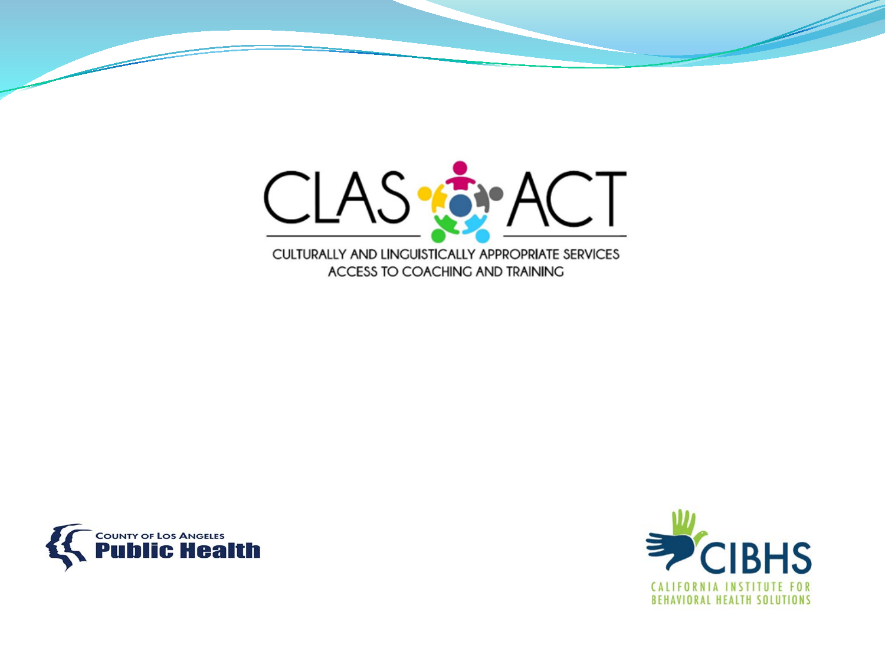# CLAS ACT

CULTURALLY AND LINGUISTICALLY APPROPRIATE SERVICES
ACCESS TO COACHING AND TRAINING

COUNTY OF LOS ANGELES
Public Health

CIBHS
CALIFORNIA INSTITUTE FOR BEHAVIORAL HEALTH SOLUTIONS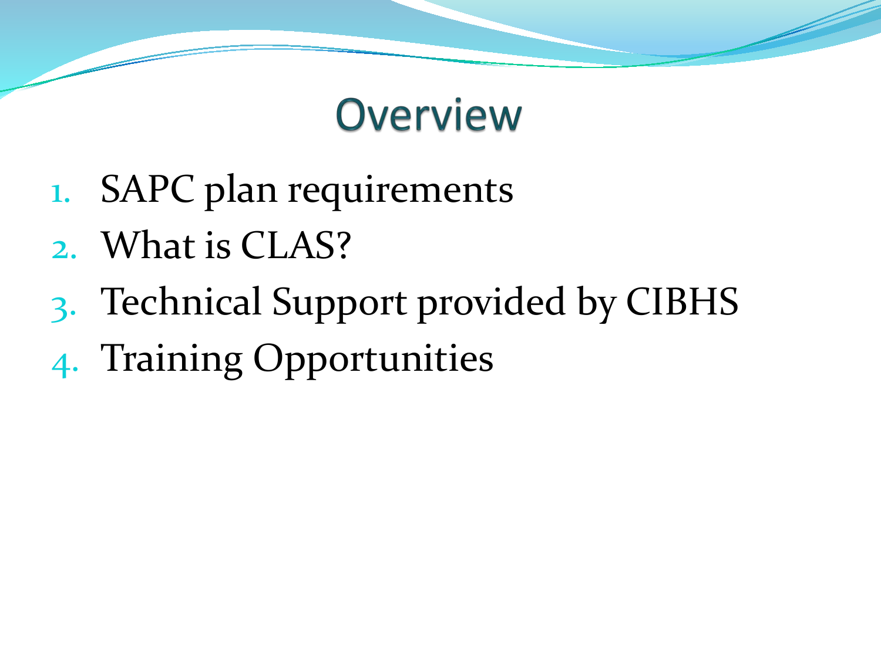# Overview

1. SAPC plan requirements
2. What is CLAS?
3. Technical Support provided by CIBHS
4. Training Opportunities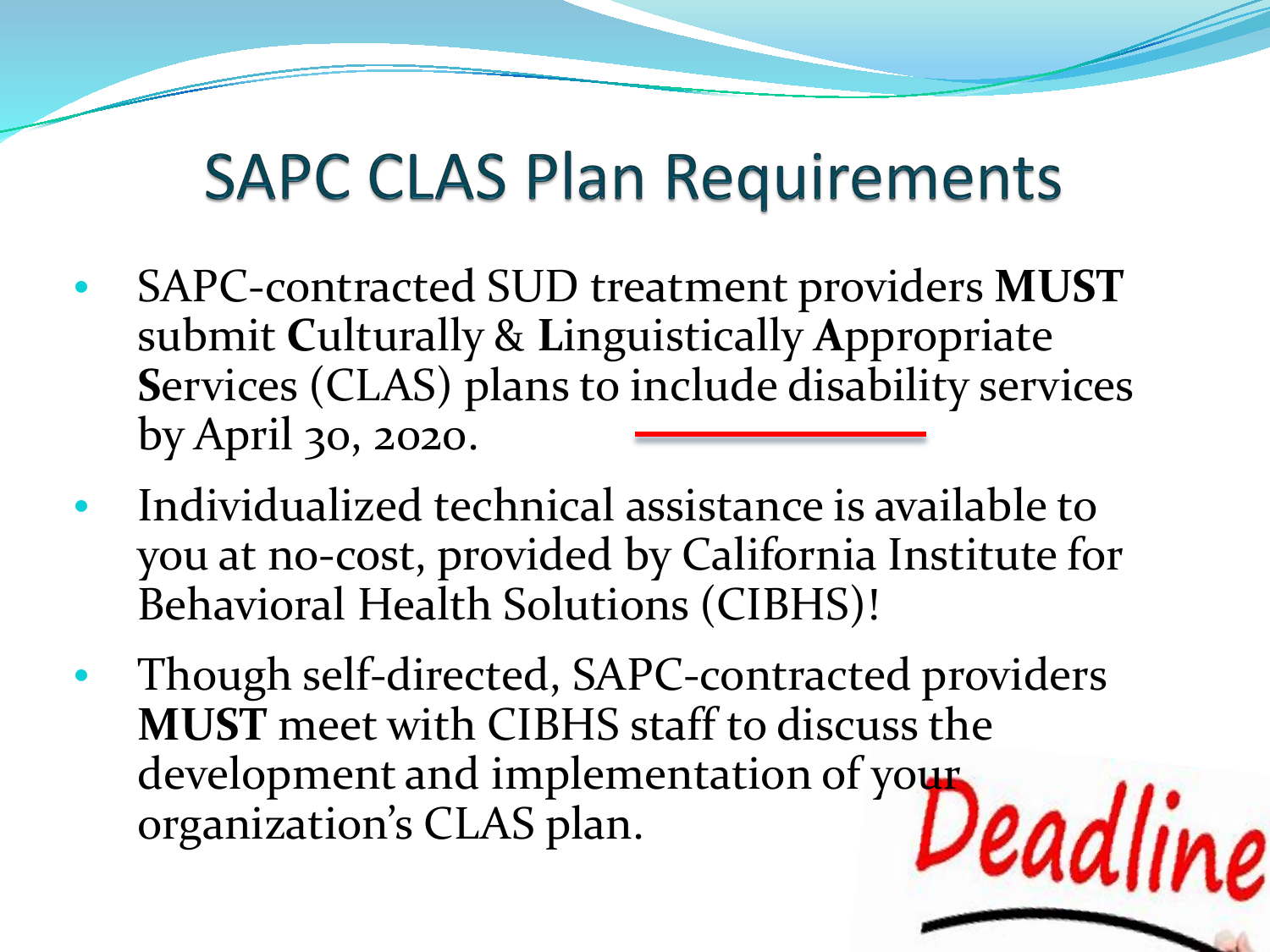# SAPC CLAS Plan Requirements

- SAPC-contracted SUD treatment providers **MUST** submit **C**ulturally & **L**inguistically **A**ppropriate **S**ervices (CLAS) plans to include disability services by April 30, 2020.
- Individualized technical assistance is available to you at no-cost, provided by California Institute for Behavioral Health Solutions (CIBHS)!
- Though self-directed, SAPC-contracted providers **MUST** meet with CIBHS staff to discuss the development and implementation of your organization's CLAS plan.

Deadline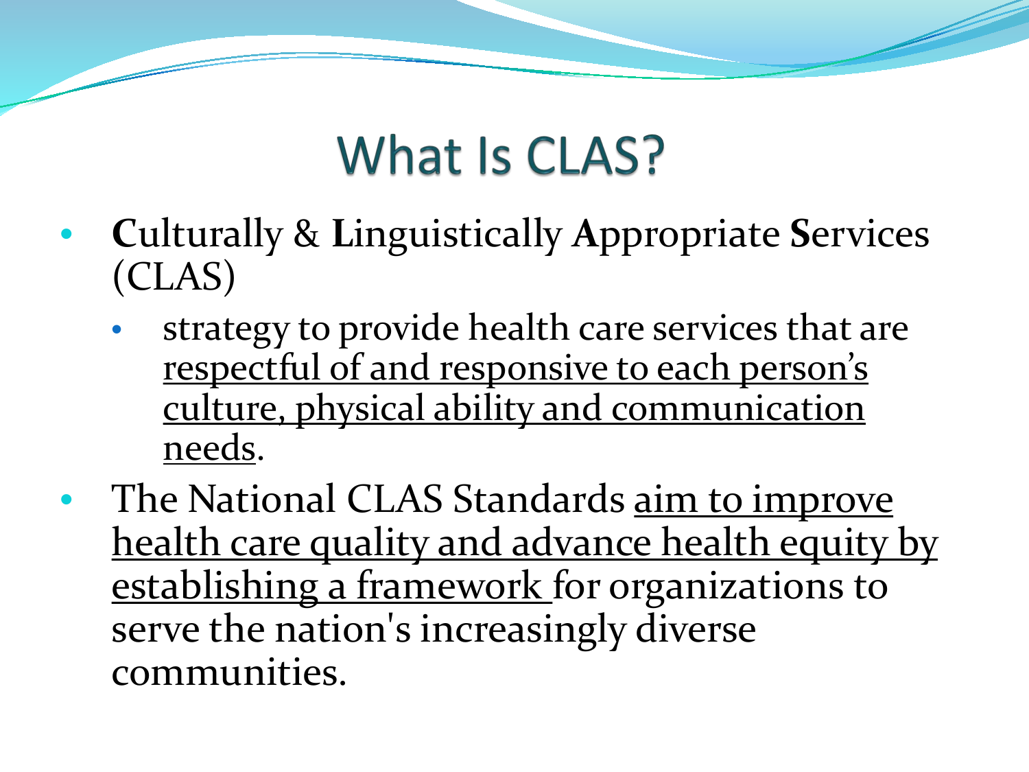# What Is CLAS?

- **C**ulturally & **L**inguistically **A**ppropriate **S**ervices (CLAS)
  - strategy to provide health care services that are <u>respectful of and responsive to each person's culture, physical ability and communication needs</u>.
- The National CLAS Standards <u>aim to improve health care quality and advance health equity by establishing a framework</u> for organizations to serve the nation's increasingly diverse communities.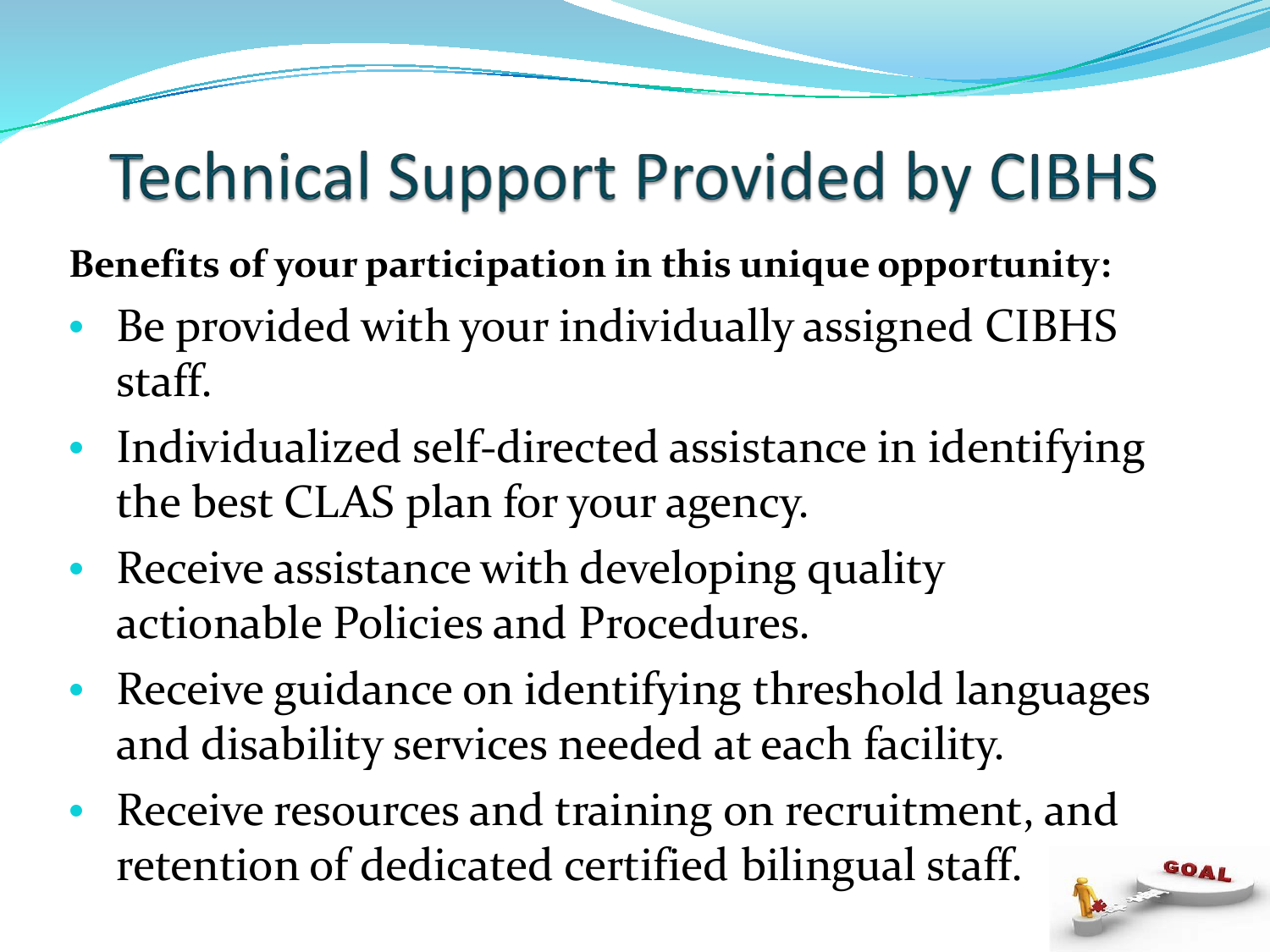# Technical Support Provided by CIBHS

**Benefits of your participation in this unique opportunity:**

- Be provided with your individually assigned CIBHS staff.
- Individualized self-directed assistance in identifying the best CLAS plan for your agency.
- Receive assistance with developing quality actionable Policies and Procedures.
- Receive guidance on identifying threshold languages and disability services needed at each facility.
- Receive resources and training on recruitment, and retention of dedicated certified bilingual staff.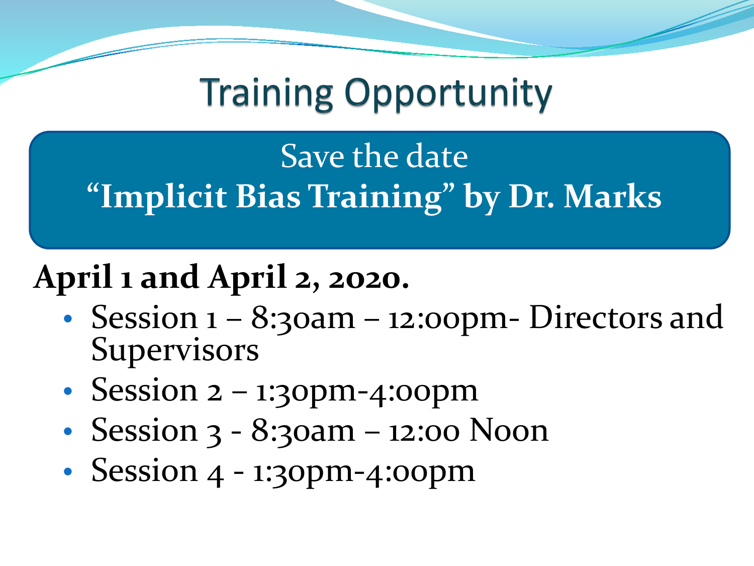# Training Opportunity

Save the date

**"Implicit Bias Training" by Dr. Marks**

**April 1 and April 2, 2020.**

- Session 1 – 8:30am – 12:00pm- Directors and Supervisors
- Session 2 – 1:30pm-4:00pm
- Session 3 - 8:30am – 12:00 Noon
- Session 4 - 1:30pm-4:00pm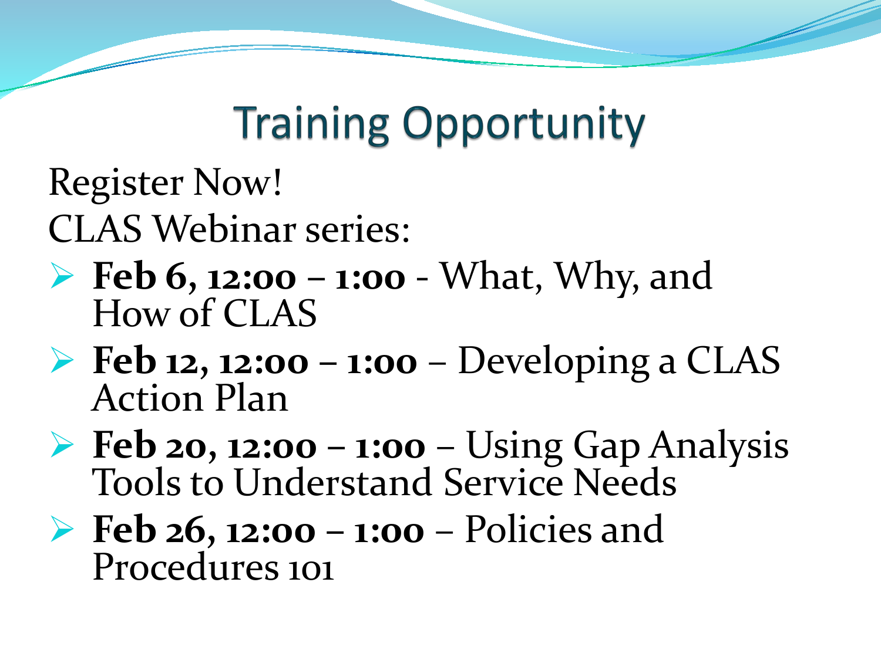# Training Opportunity

Register Now!

CLAS Webinar series:

- **Feb 6, 12:00 – 1:00** - What, Why, and How of CLAS
- **Feb 12, 12:00 – 1:00** – Developing a CLAS Action Plan
- **Feb 20, 12:00 – 1:00** – Using Gap Analysis Tools to Understand Service Needs
- **Feb 26, 12:00 – 1:00** – Policies and Procedures 101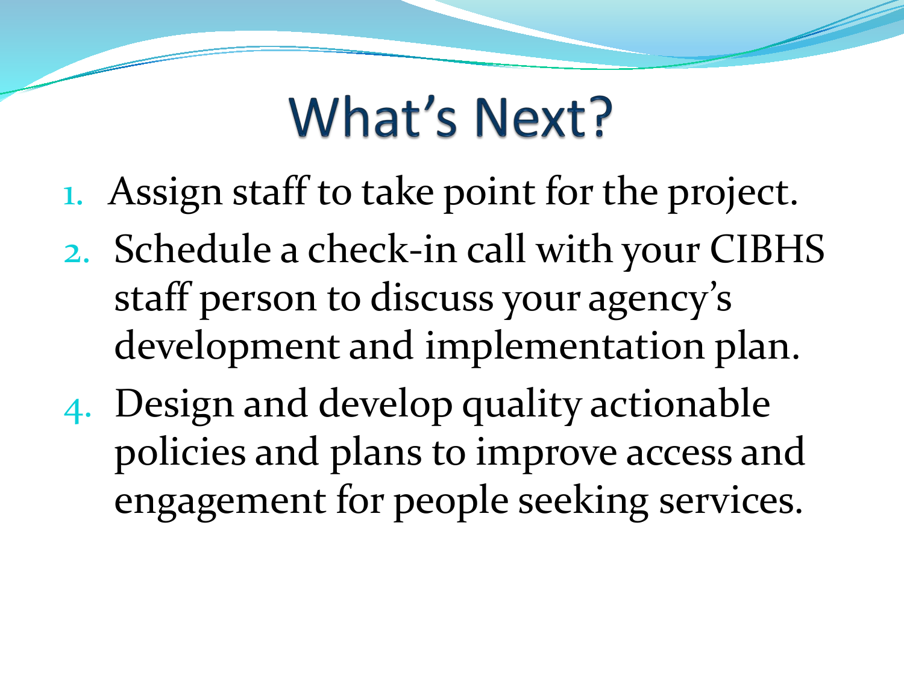# What's Next?

1. Assign staff to take point for the project.
2. Schedule a check-in call with your CIBHS staff person to discuss your agency's development and implementation plan.
4. Design and develop quality actionable policies and plans to improve access and engagement for people seeking services.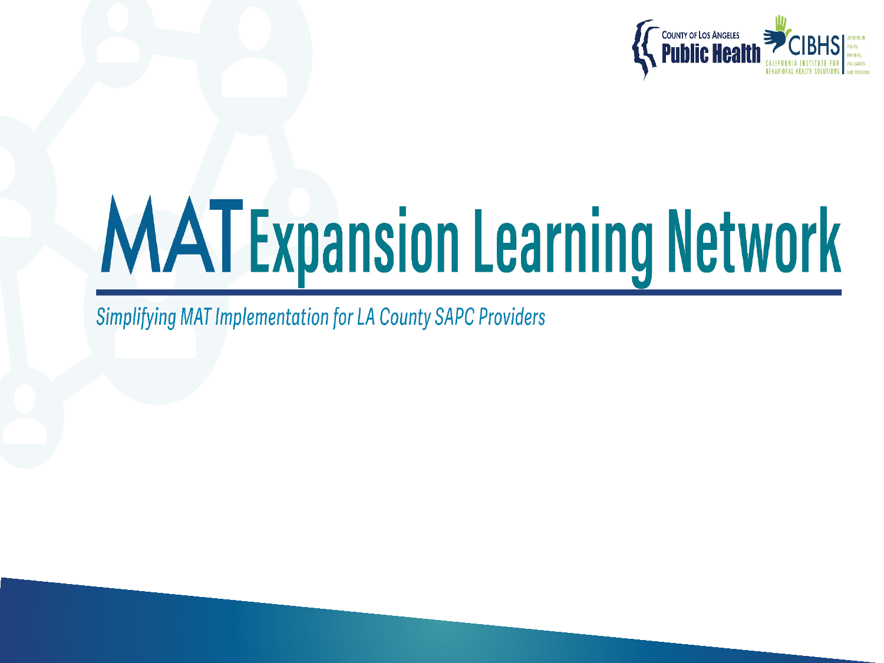# MAT Expansion Learning Network

*Simplifying MAT Implementation for LA County SAPC Providers*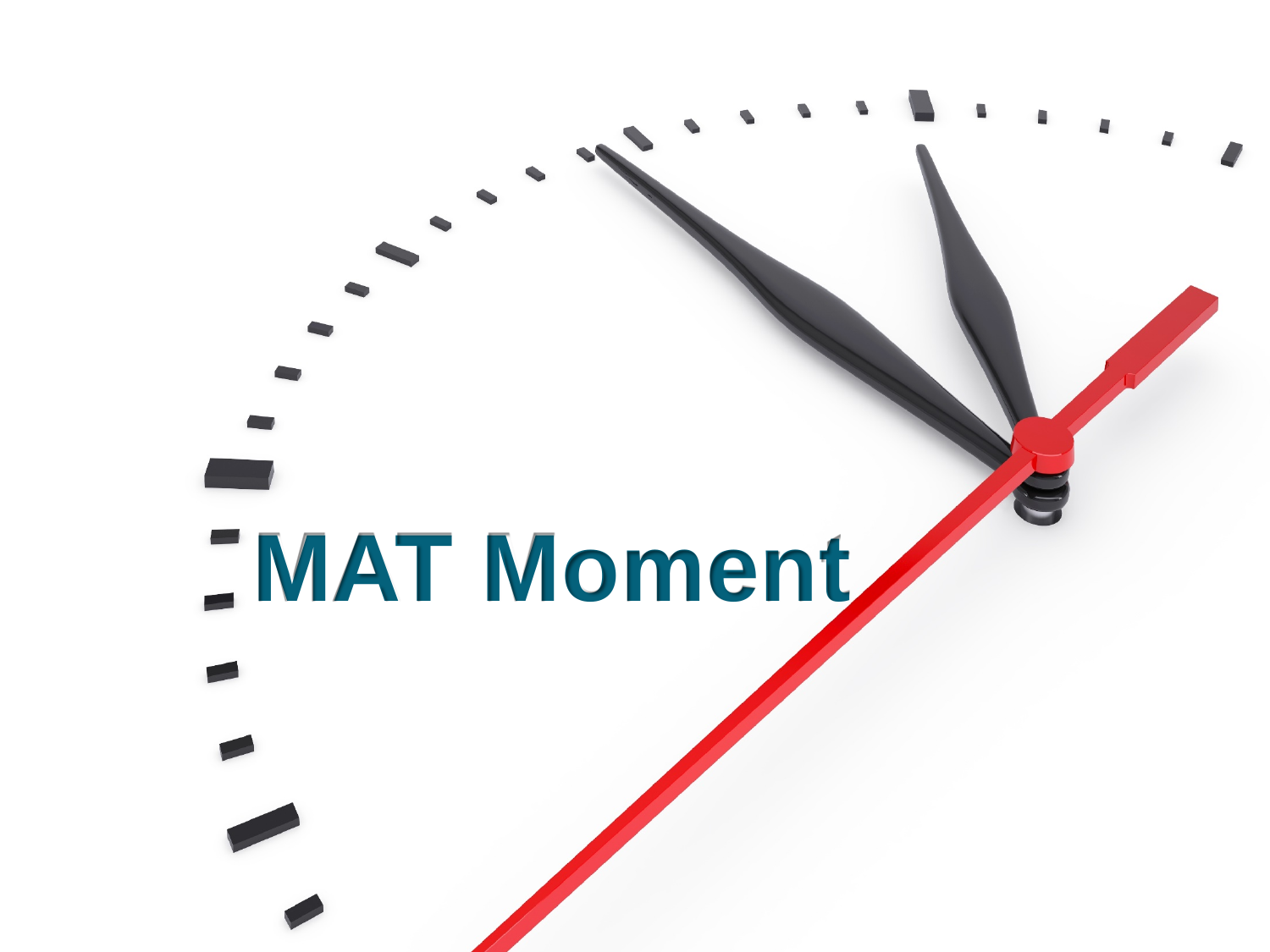# MAT Moment